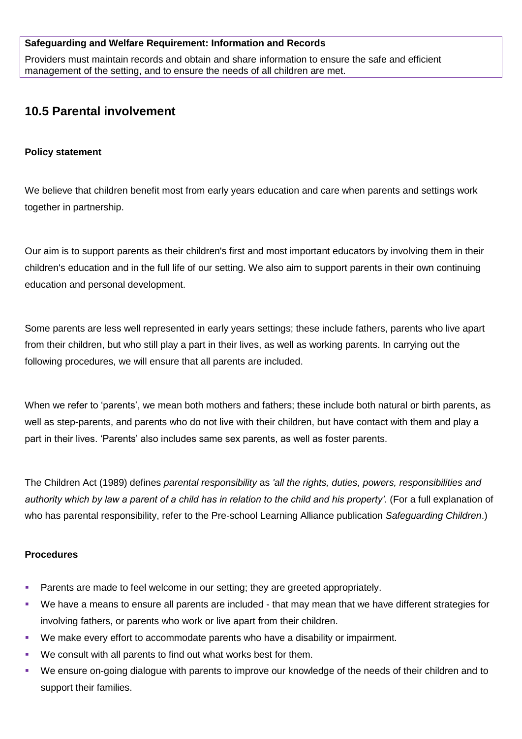**Safeguarding and Welfare Requirement: Information and Records**

Providers must maintain records and obtain and share information to ensure the safe and efficient management of the setting, and to ensure the needs of all children are met.

## 10.5 Parental involvement

### Policy statement

We believe that children benefit most from early years education and care when parents and settings work together in partnership.

Our aim is to support parents as their children's first and most important educators by involving them in their children's education and in the full life of our setting. We also aim to support parents in their own continuing education and personal development.

Some parents are less well represented in early years settings; these include fathers, parents who live apart from their children, but who still play a part in their lives, as well as working parents. In carrying out the following procedures, we will ensure that all parents are included.

When we refer to 'parents', we mean both mothers and fathers; these include both natural or birth parents, as well as step-parents, and parents who do not live with their children, but have contact with them and play a part in their lives. 'Parents' also includes same sex parents, as well as foster parents.

The Children Act (1989) defines *parental responsibility* as *'all the rights, duties, powers, responsibilities and authority which by law a parent of a child has in relation to the child and his property'*. (For a full explanation of who has parental responsibility, refer to the Pre-school Learning Alliance publication *Safeguarding Children*.)

### Procedures

- Parents are made to feel welcome in our setting; they are greeted appropriately.
- We have a means to ensure all parents are included - that may mean that we have different strategies for involving fathers, or parents who work or live apart from their children.
- We make every effort to accommodate parents who have a disability or impairment.
- We consult with all parents to find out what works best for them.
- We ensure on-going dialogue with parents to improve our knowledge of the needs of their children and to support their families.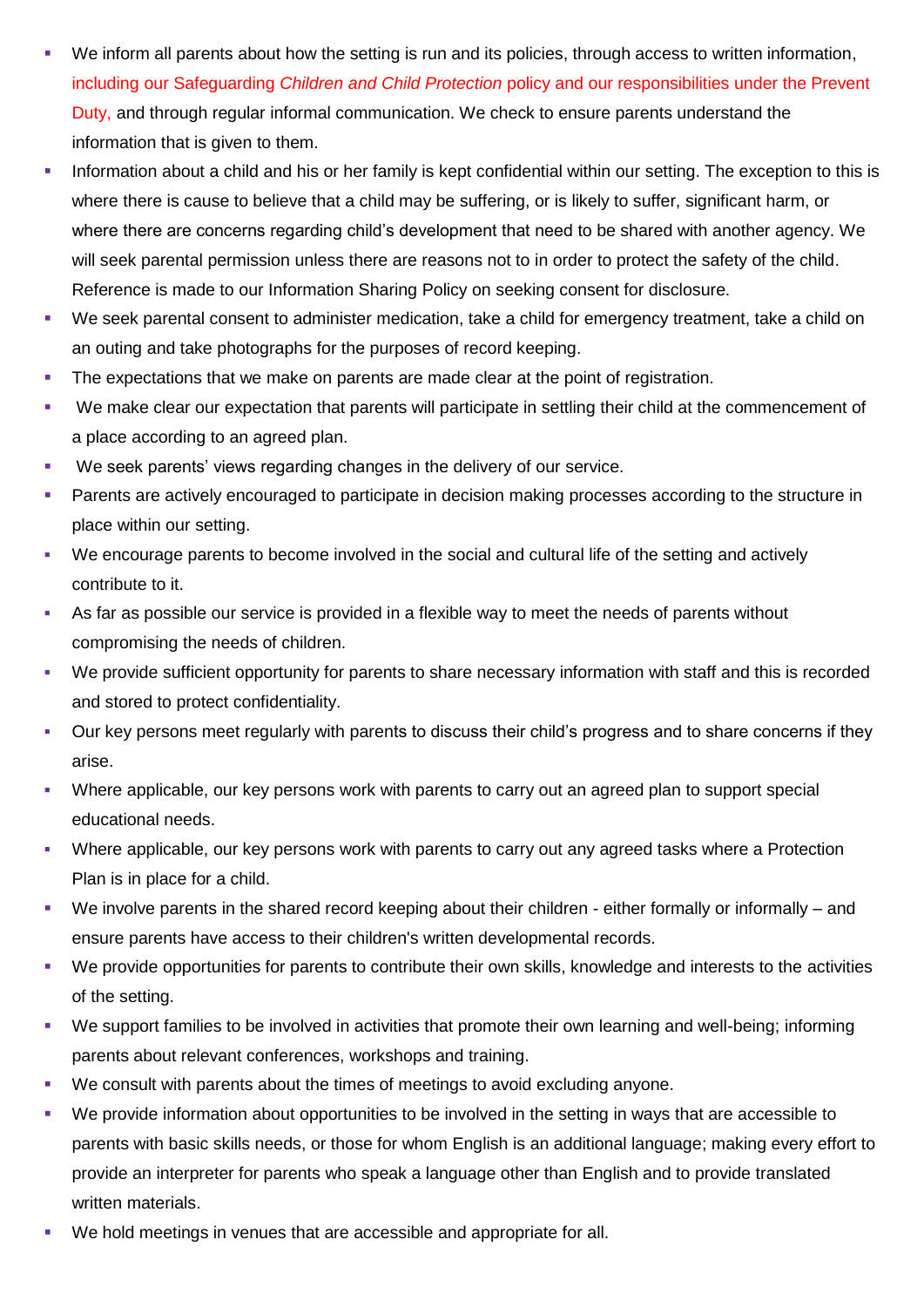- We inform all parents about how the setting is run and its policies, through access to written information, including our Safeguarding *Children and Child Protection* policy and our responsibilities under the Prevent Duty, and through regular informal communication. We check to ensure parents understand the information that is given to them.
- Information about a child and his or her family is kept confidential within our setting. The exception to this is where there is cause to believe that a child may be suffering, or is likely to suffer, significant harm, or where there are concerns regarding child's development that need to be shared with another agency. We will seek parental permission unless there are reasons not to in order to protect the safety of the child. Reference is made to our Information Sharing Policy on seeking consent for disclosure.
- We seek parental consent to administer medication, take a child for emergency treatment, take a child on an outing and take photographs for the purposes of record keeping.
- The expectations that we make on parents are made clear at the point of registration.
- We make clear our expectation that parents will participate in settling their child at the commencement of a place according to an agreed plan.
- We seek parents' views regarding changes in the delivery of our service.
- Parents are actively encouraged to participate in decision making processes according to the structure in place within our setting.
- We encourage parents to become involved in the social and cultural life of the setting and actively contribute to it.
- As far as possible our service is provided in a flexible way to meet the needs of parents without compromising the needs of children.
- We provide sufficient opportunity for parents to share necessary information with staff and this is recorded and stored to protect confidentiality.
- Our key persons meet regularly with parents to discuss their child's progress and to share concerns if they arise.
- Where applicable, our key persons work with parents to carry out an agreed plan to support special educational needs.
- Where applicable, our key persons work with parents to carry out any agreed tasks where a Protection Plan is in place for a child.
- We involve parents in the shared record keeping about their children - either formally or informally – and ensure parents have access to their children's written developmental records.
- We provide opportunities for parents to contribute their own skills, knowledge and interests to the activities of the setting.
- We support families to be involved in activities that promote their own learning and well-being; informing parents about relevant conferences, workshops and training.
- We consult with parents about the times of meetings to avoid excluding anyone.
- We provide information about opportunities to be involved in the setting in ways that are accessible to parents with basic skills needs, or those for whom English is an additional language; making every effort to provide an interpreter for parents who speak a language other than English and to provide translated written materials.
- We hold meetings in venues that are accessible and appropriate for all.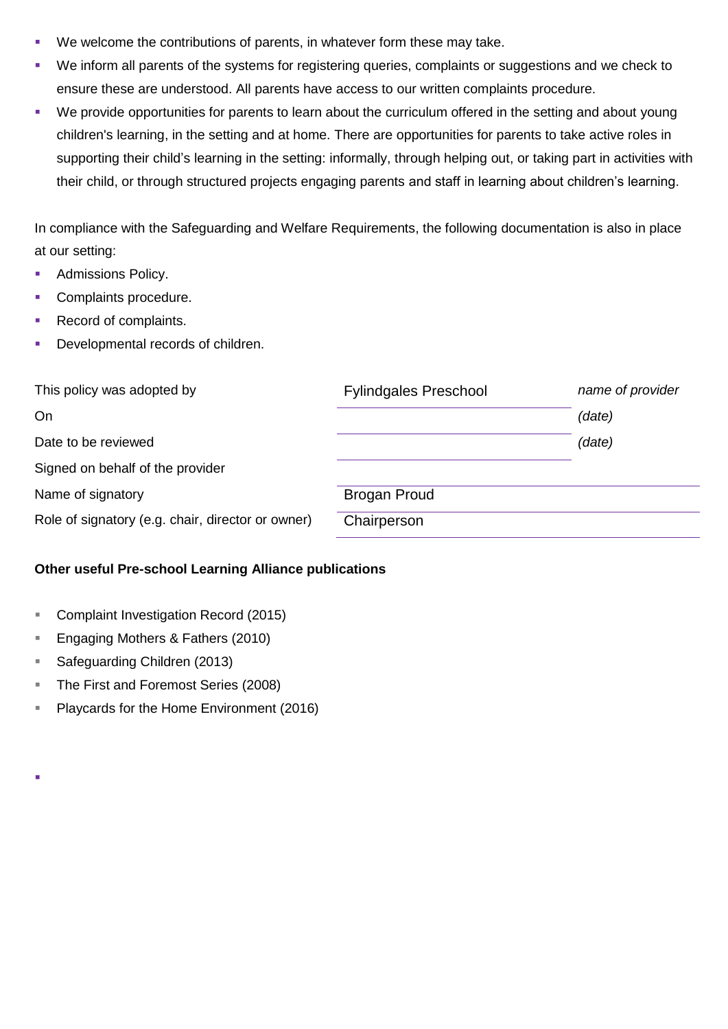- We welcome the contributions of parents, in whatever form these may take.
- We inform all parents of the systems for registering queries, complaints or suggestions and we check to ensure these are understood. All parents have access to our written complaints procedure.
- We provide opportunities for parents to learn about the curriculum offered in the setting and about young children's learning, in the setting and at home. There are opportunities for parents to take active roles in supporting their child's learning in the setting: informally, through helping out, or taking part in activities with their child, or through structured projects engaging parents and staff in learning about children's learning.

In compliance with the Safeguarding and Welfare Requirements, the following documentation is also in place at our setting:

- Admissions Policy.
- Complaints procedure.
- Record of complaints.
- Developmental records of children.

| | | |
|---|---|---|
| This policy was adopted by | Fylindgales Preschool | *name of provider* |
| On | | *(date)* |
| Date to be reviewed | | *(date)* |
| Signed on behalf of the provider | | |
| Name of signatory | Brogan Proud | |
| Role of signatory (e.g. chair, director or owner) | Chairperson | |

**Other useful Pre-school Learning Alliance publications**

- Complaint Investigation Record (2015)
- Engaging Mothers & Fathers (2010)
- Safeguarding Children (2013)
- The First and Foremost Series (2008)
- Playcards for the Home Environment (2016)